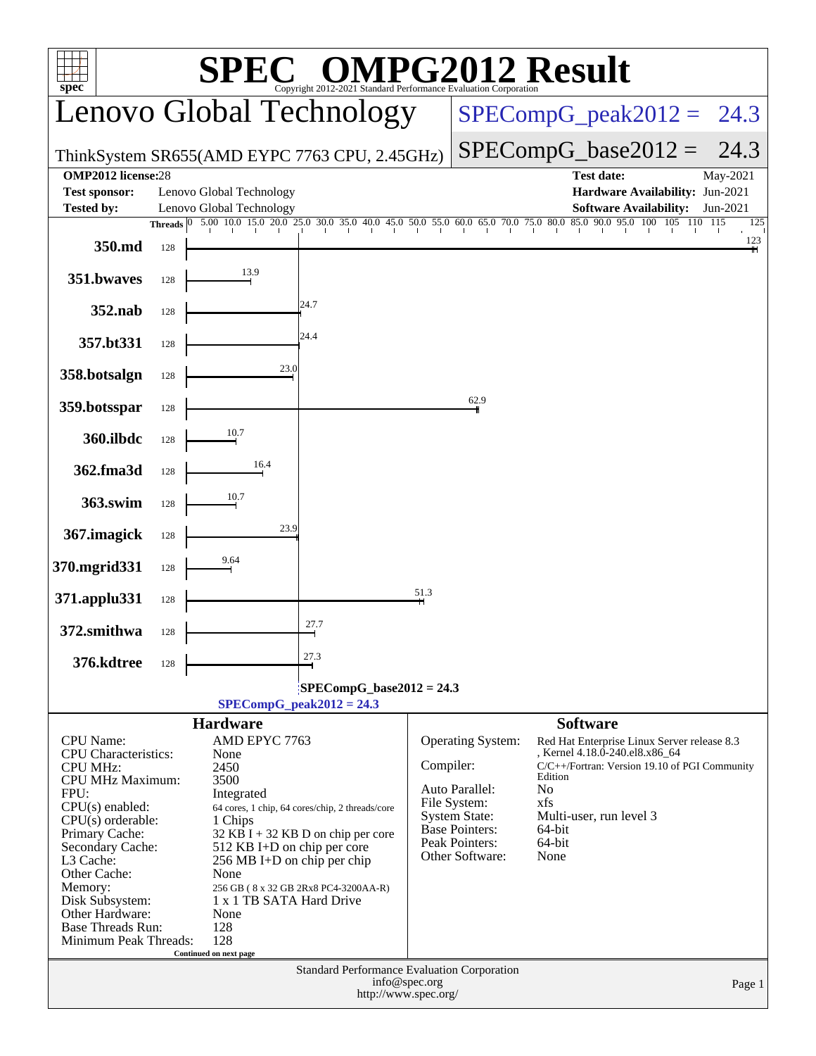# SPEC OMPG2012 Result

Copyright 2012-2021 Standard Performance Evaluation Corporation

## Lenovo Global Technology

ThinkSystem SR655(AMD EYPC 7763 CPU, 2.45GHz)

SPECompG_peak2012 = 24.3

SPECompG_base2012 = 24.3

| | | | |
|---|---|---|---|
| **OMP2012 license:** | 28 | **Test date:** | May-2021 |
| **Test sponsor:** | Lenovo Global Technology | **Hardware Availability:** | Jun-2021 |
| **Tested by:** | Lenovo Global Technology | **Software Availability:** | Jun-2021 |

| Benchmark | Threads | Result |
|---|---|---|
| 350.md | 128 | 123 |
| 351.bwaves | 128 | 13.9 |
| 352.nab | 128 | 24.7 |
| 357.bt331 | 128 | 24.4 |
| 358.botsalgn | 128 | 23.0 |
| 359.botsspar | 128 | 62.9 |
| 360.ilbdc | 128 | 10.7 |
| 362.fma3d | 128 | 16.4 |
| 363.swim | 128 | 10.7 |
| 367.imagick | 128 | 23.9 |
| 370.mgrid331 | 128 | 9.64 |
| 371.applu331 | 128 | 51.3 |
| 372.smithwa | 128 | 27.7 |
| 376.kdtree | 128 | 27.3 |

SPECompG_base2012 = 24.3

SPECompG_peak2012 = 24.3

## Hardware

| | |
|---|---|
| CPU Name: | AMD EPYC 7763 |
| CPU Characteristics: | None |
| CPU MHz: | 2450 |
| CPU MHz Maximum: | 3500 |
| FPU: | Integrated |
| CPU(s) enabled: | 64 cores, 1 chip, 64 cores/chip, 2 threads/core |
| CPU(s) orderable: | 1 Chips |
| Primary Cache: | 32 KB I + 32 KB D on chip per core |
| Secondary Cache: | 512 KB I+D on chip per core |
| L3 Cache: | 256 MB I+D on chip per chip |
| Other Cache: | None |
| Memory: | 256 GB ( 8 x 32 GB 2Rx8 PC4-3200AA-R) |
| Disk Subsystem: | 1 x 1 TB SATA Hard Drive |
| Other Hardware: | None |
| Base Threads Run: | 128 |
| Minimum Peak Threads: | 128 |

Continued on next page

## Software

| | |
|---|---|
| Operating System: | Red Hat Enterprise Linux Server release 8.3 , Kernel 4.18.0-240.el8.x86_64 |
| Compiler: | C/C++/Fortran: Version 19.10 of PGI Community Edition |
| Auto Parallel: | No |
| File System: | xfs |
| System State: | Multi-user, run level 3 |
| Base Pointers: | 64-bit |
| Peak Pointers: | 64-bit |
| Other Software: | None |

Standard Performance Evaluation Corporation
info@spec.org
http://www.spec.org/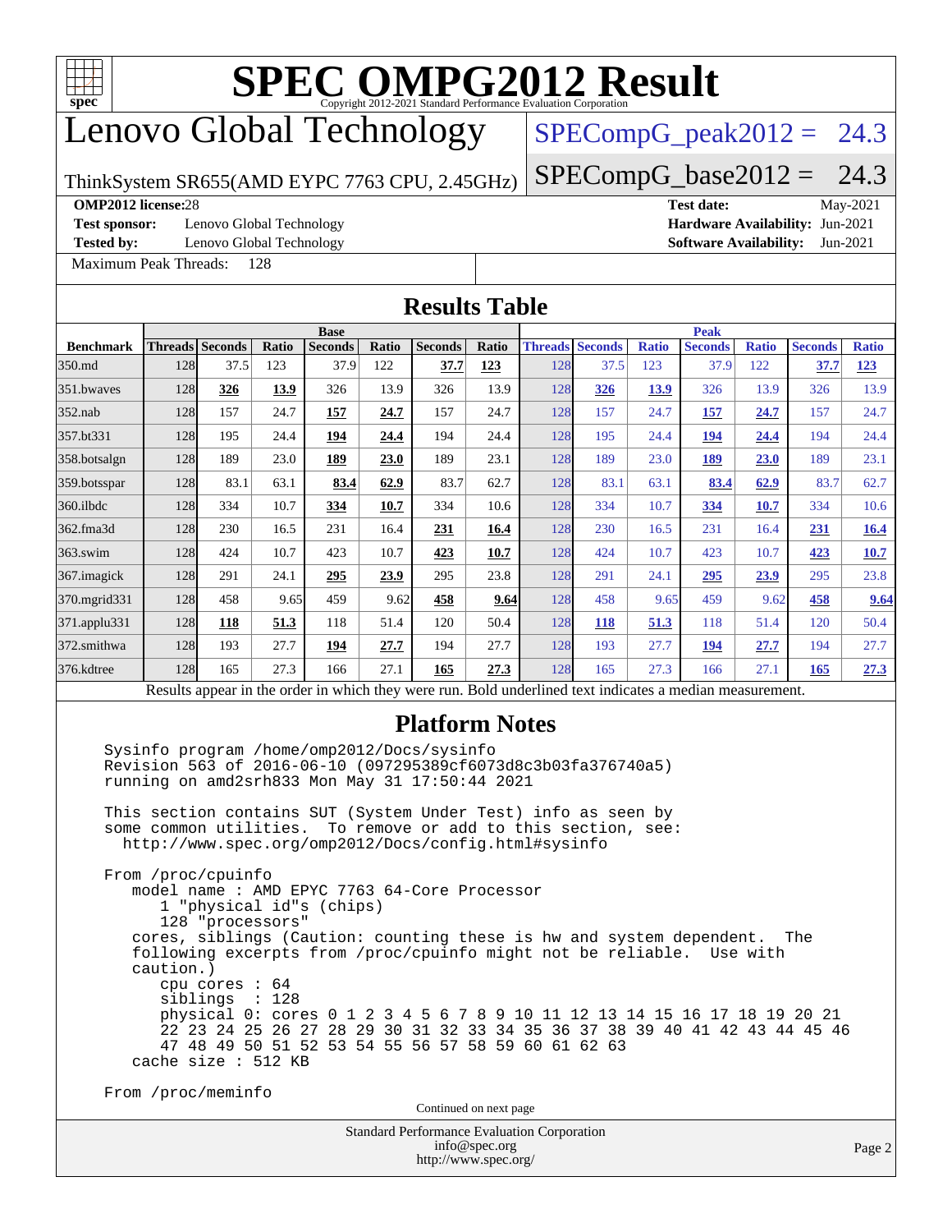# SPEC OMPG2012 Result

Copyright 2012-2021 Standard Performance Evaluation Corporation

## Lenovo Global Technology

ThinkSystem SR655(AMD EYPC 7763 CPU, 2.45GHz)

SPECompG_peak2012 = 24.3

SPECompG_base2012 = 24.3

**OMP2012 license:** 28 | **Test date:** May-2021
**Test sponsor:** Lenovo Global Technology | **Hardware Availability:** Jun-2021
**Tested by:** Lenovo Global Technology | **Software Availability:** Jun-2021

Maximum Peak Threads: 128

## Results Table

| Benchmark | Base | | | | | | | Peak | | | | | | |
|---|---|---|---|---|---|---|---|---|---|---|---|---|---|---|
| | Threads | Seconds | Ratio | Seconds | Ratio | Seconds | Ratio | Threads | Seconds | Ratio | Seconds | Ratio | Seconds | Ratio |
| 350.md | 128 | 37.5 | 123 | 37.9 | 122 | **37.7** | **123** | 128 | 37.5 | 123 | 37.9 | 122 | **37.7** | **123** |
| 351.bwaves | 128 | **326** | **13.9** | 326 | 13.9 | 326 | 13.9 | 128 | **326** | **13.9** | 326 | 13.9 | 326 | 13.9 |
| 352.nab | 128 | 157 | 24.7 | **157** | **24.7** | 157 | 24.7 | 128 | 157 | 24.7 | **157** | **24.7** | 157 | 24.7 |
| 357.bt331 | 128 | 195 | 24.4 | **194** | **24.4** | 194 | 24.4 | 128 | 195 | 24.4 | **194** | **24.4** | 194 | 24.4 |
| 358.botsalgn | 128 | 189 | 23.0 | **189** | **23.0** | 189 | 23.1 | 128 | 189 | 23.0 | **189** | **23.0** | 189 | 23.1 |
| 359.botsspar | 128 | 83.1 | 63.1 | **83.4** | **62.9** | 83.7 | 62.7 | 128 | 83.1 | 63.1 | **83.4** | **62.9** | 83.7 | 62.7 |
| 360.ilbdc | 128 | 334 | 10.7 | **334** | **10.7** | 334 | 10.6 | 128 | 334 | 10.7 | **334** | **10.7** | 334 | 10.6 |
| 362.fma3d | 128 | 230 | 16.5 | 231 | 16.4 | **231** | **16.4** | 128 | 230 | 16.5 | 231 | 16.4 | **231** | **16.4** |
| 363.swim | 128 | 424 | 10.7 | 423 | 10.7 | **423** | **10.7** | 128 | 424 | 10.7 | 423 | 10.7 | **423** | **10.7** |
| 367.imagick | 128 | 291 | 24.1 | **295** | **23.9** | 295 | 23.8 | 128 | 291 | 24.1 | **295** | **23.9** | 295 | 23.8 |
| 370.mgrid331 | 128 | 458 | 9.65 | 459 | 9.62 | **458** | **9.64** | 128 | 458 | 9.65 | 459 | 9.62 | **458** | **9.64** |
| 371.applu331 | 128 | **118** | **51.3** | 118 | 51.4 | 120 | 50.4 | 128 | **118** | **51.3** | 118 | 51.4 | 120 | 50.4 |
| 372.smithwa | 128 | 193 | 27.7 | **194** | **27.7** | 194 | 27.7 | 128 | 193 | 27.7 | **194** | **27.7** | 194 | 27.7 |
| 376.kdtree | 128 | 165 | 27.3 | 166 | 27.1 | **165** | **27.3** | 128 | 165 | 27.3 | 166 | 27.1 | **165** | **27.3** |

Results appear in the order in which they were run. Bold underlined text indicates a median measurement.

## Platform Notes

```
Sysinfo program /home/omp2012/Docs/sysinfo
Revision 563 of 2016-06-10 (097295389cf6073d8c3b03fa376740a5)
running on amd2srh833 Mon May 31 17:50:44 2021

This section contains SUT (System Under Test) info as seen by
some common utilities.  To remove or add to this section, see:
  http://www.spec.org/omp2012/Docs/config.html#sysinfo

From /proc/cpuinfo
   model name : AMD EPYC 7763 64-Core Processor
      1 "physical id"s (chips)
      128 "processors"
   cores, siblings (Caution: counting these is hw and system dependent.  The
   following excerpts from /proc/cpuinfo might not be reliable.  Use with
   caution.)
      cpu cores : 64
      siblings  : 128
      physical 0: cores 0 1 2 3 4 5 6 7 8 9 10 11 12 13 14 15 16 17 18 19 20 21
      22 23 24 25 26 27 28 29 30 31 32 33 34 35 36 37 38 39 40 41 42 43 44 45 46
      47 48 49 50 51 52 53 54 55 56 57 58 59 60 61 62 63
   cache size : 512 KB

From /proc/meminfo
```

Continued on next page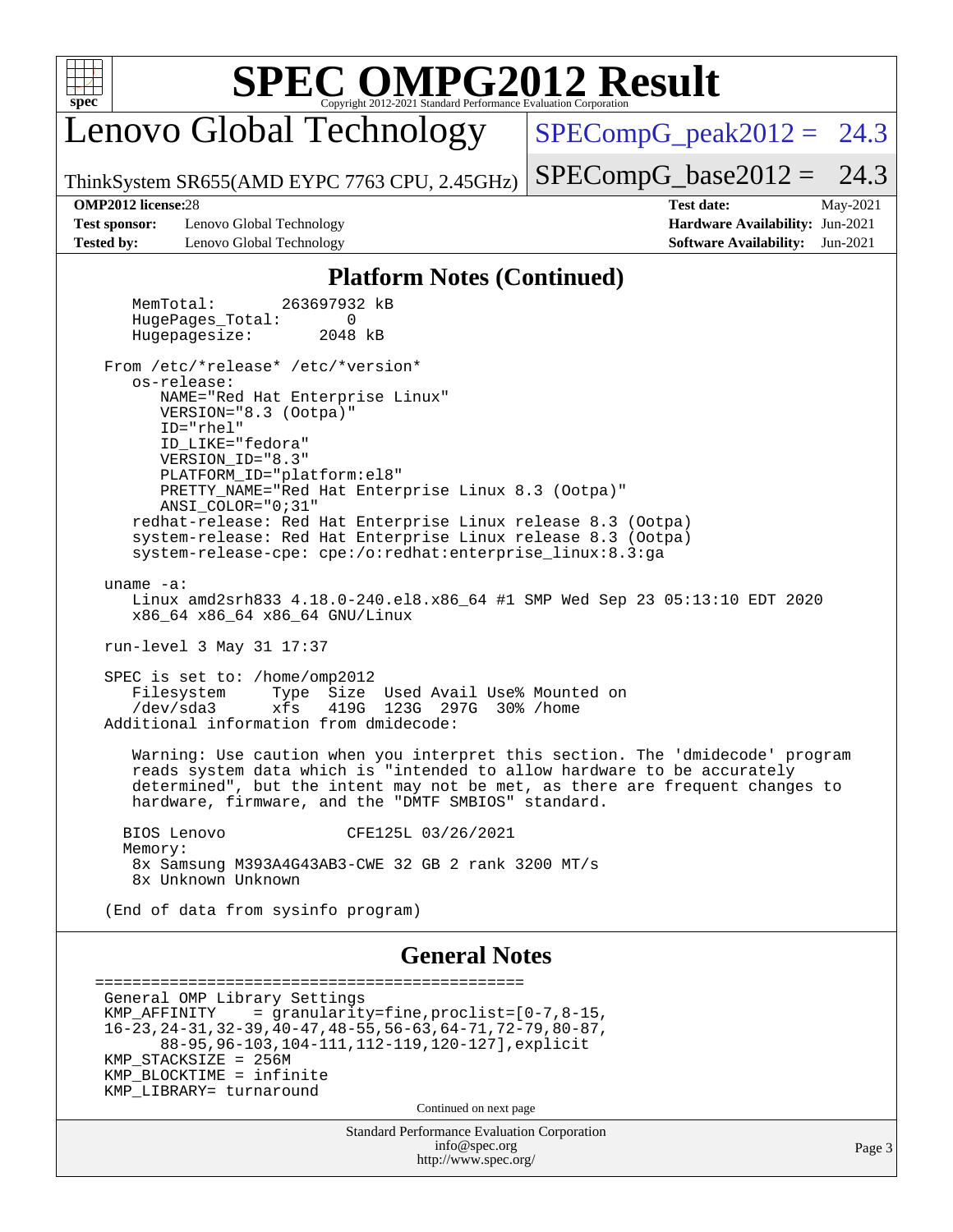# SPEC OMPG2012 Result

Copyright 2012-2021 Standard Performance Evaluation Corporation

## Lenovo Global Technology

ThinkSystem SR655(AMD EYPC 7763 CPU, 2.45GHz)

SPECompG_peak2012 = 24.3

SPECompG_base2012 = 24.3

**OMP2012 license:** 28
**Test sponsor:** Lenovo Global Technology
**Tested by:** Lenovo Global Technology

**Test date:** May-2021
**Hardware Availability:** Jun-2021
**Software Availability:** Jun-2021

### Platform Notes (Continued)

```
      MemTotal:       263697932 kB
      HugePages_Total:       0
      Hugepagesize:       2048 kB

   From /etc/*release* /etc/*version*
      os-release:
         NAME="Red Hat Enterprise Linux"
         VERSION="8.3 (Ootpa)"
         ID="rhel"
         ID_LIKE="fedora"
         VERSION_ID="8.3"
         PLATFORM_ID="platform:el8"
         PRETTY_NAME="Red Hat Enterprise Linux 8.3 (Ootpa)"
         ANSI_COLOR="0;31"
      redhat-release: Red Hat Enterprise Linux release 8.3 (Ootpa)
      system-release: Red Hat Enterprise Linux release 8.3 (Ootpa)
      system-release-cpe: cpe:/o:redhat:enterprise_linux:8.3:ga

   uname -a:
      Linux amd2srh833 4.18.0-240.el8.x86_64 #1 SMP Wed Sep 23 05:13:10 EDT 2020
      x86_64 x86_64 x86_64 GNU/Linux

   run-level 3 May 31 17:37

   SPEC is set to: /home/omp2012
      Filesystem     Type  Size  Used Avail Use% Mounted on
      /dev/sda3      xfs   419G  123G  297G  30% /home
   Additional information from dmidecode:

      Warning: Use caution when you interpret this section. The 'dmidecode' program
      reads system data which is "intended to allow hardware to be accurately
      determined", but the intent may not be met, as there are frequent changes to
      hardware, firmware, and the "DMTF SMBIOS" standard.

     BIOS Lenovo              CFE125L 03/26/2021
     Memory:
      8x Samsung M393A4G43AB3-CWE 32 GB 2 rank 3200 MT/s
      8x Unknown Unknown

   (End of data from sysinfo program)
```

### General Notes

```
 ==============================================
 General OMP Library Settings
 KMP_AFFINITY    = granularity=fine,proclist=[0-7,8-15,
 16-23,24-31,32-39,40-47,48-55,56-63,64-71,72-79,80-87,
       88-95,96-103,104-111,112-119,120-127],explicit
 KMP_STACKSIZE = 256M
 KMP_BLOCKTIME = infinite
 KMP_LIBRARY= turnaround
```

Continued on next page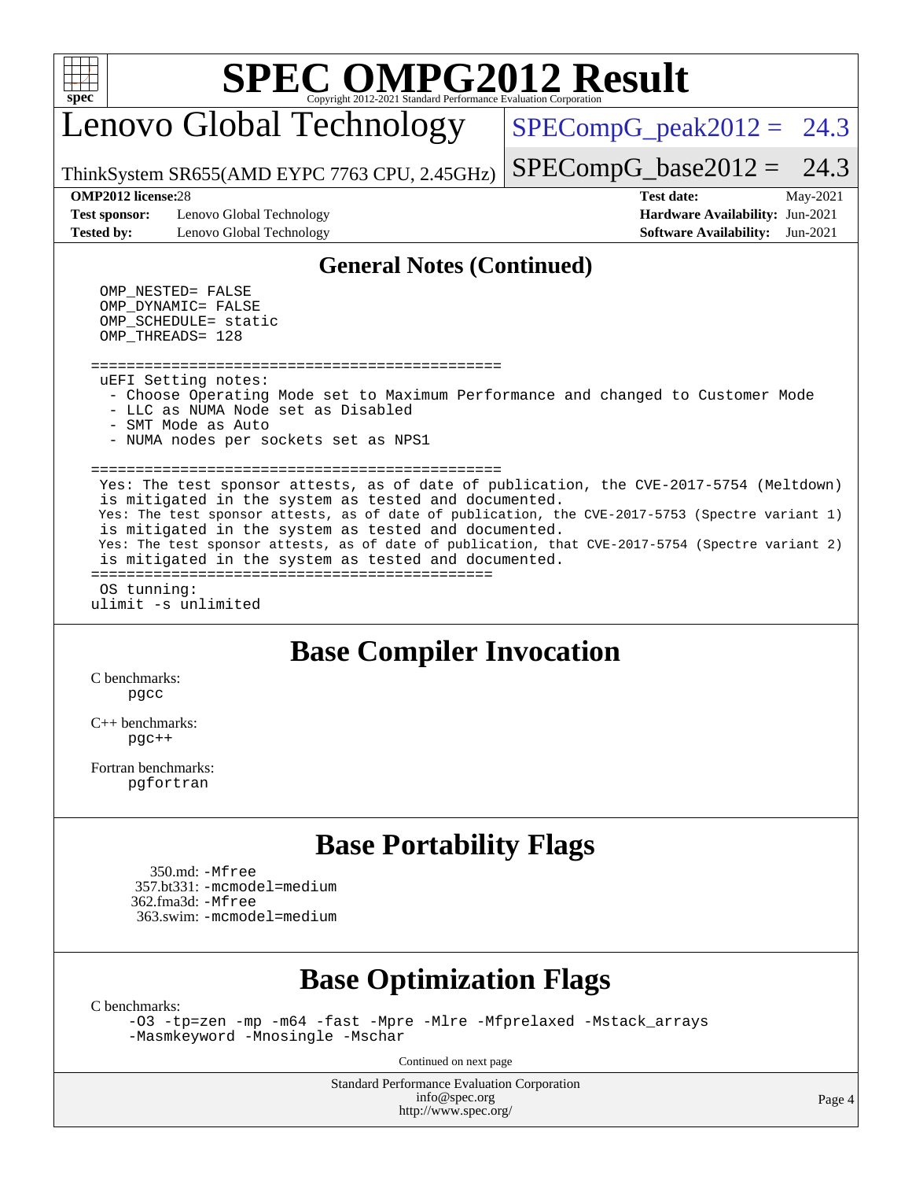# SPEC OMPG2012 Result

Copyright 2012-2021 Standard Performance Evaluation Corporation

## Lenovo Global Technology

ThinkSystem SR655(AMD EYPC 7763 CPU, 2.45GHz)

SPECompG_peak2012 = 24.3

SPECompG_base2012 = 24.3

**OMP2012 license:** 28
**Test sponsor:** Lenovo Global Technology
**Tested by:** Lenovo Global Technology

**Test date:** May-2021
**Hardware Availability:** Jun-2021
**Software Availability:** Jun-2021

## General Notes (Continued)

```
OMP_NESTED= FALSE
OMP_DYNAMIC= FALSE
OMP_SCHEDULE= static
OMP_THREADS= 128

==============================================
uEFI Setting notes:
 - Choose Operating Mode set to Maximum Performance and changed to Customer Mode
 - LLC as NUMA Node set as Disabled
 - SMT Mode as Auto
 - NUMA nodes per sockets set as NPS1

==============================================
Yes: The test sponsor attests, as of date of publication, the CVE-2017-5754 (Meltdown)
is mitigated in the system as tested and documented.
Yes: The test sponsor attests, as of date of publication, the CVE-2017-5753 (Spectre variant 1)
is mitigated in the system as tested and documented.
Yes: The test sponsor attests, as of date of publication, that CVE-2017-5754 (Spectre variant 2)
is mitigated in the system as tested and documented.
=============================================
OS tunning:
ulimit -s unlimited
```

## Base Compiler Invocation

C benchmarks:
    pgcc

C++ benchmarks:
    pgc++

Fortran benchmarks:
    pgfortran

## Base Portability Flags

350.md: -Mfree
357.bt331: -mcmodel=medium
362.fma3d: -Mfree
363.swim: -mcmodel=medium

## Base Optimization Flags

C benchmarks:
    -O3 -tp=zen -mp -m64 -fast -Mpre -Mlre -Mfprelaxed -Mstack_arrays
    -Masmkeyword -Mnosingle -Mschar

Continued on next page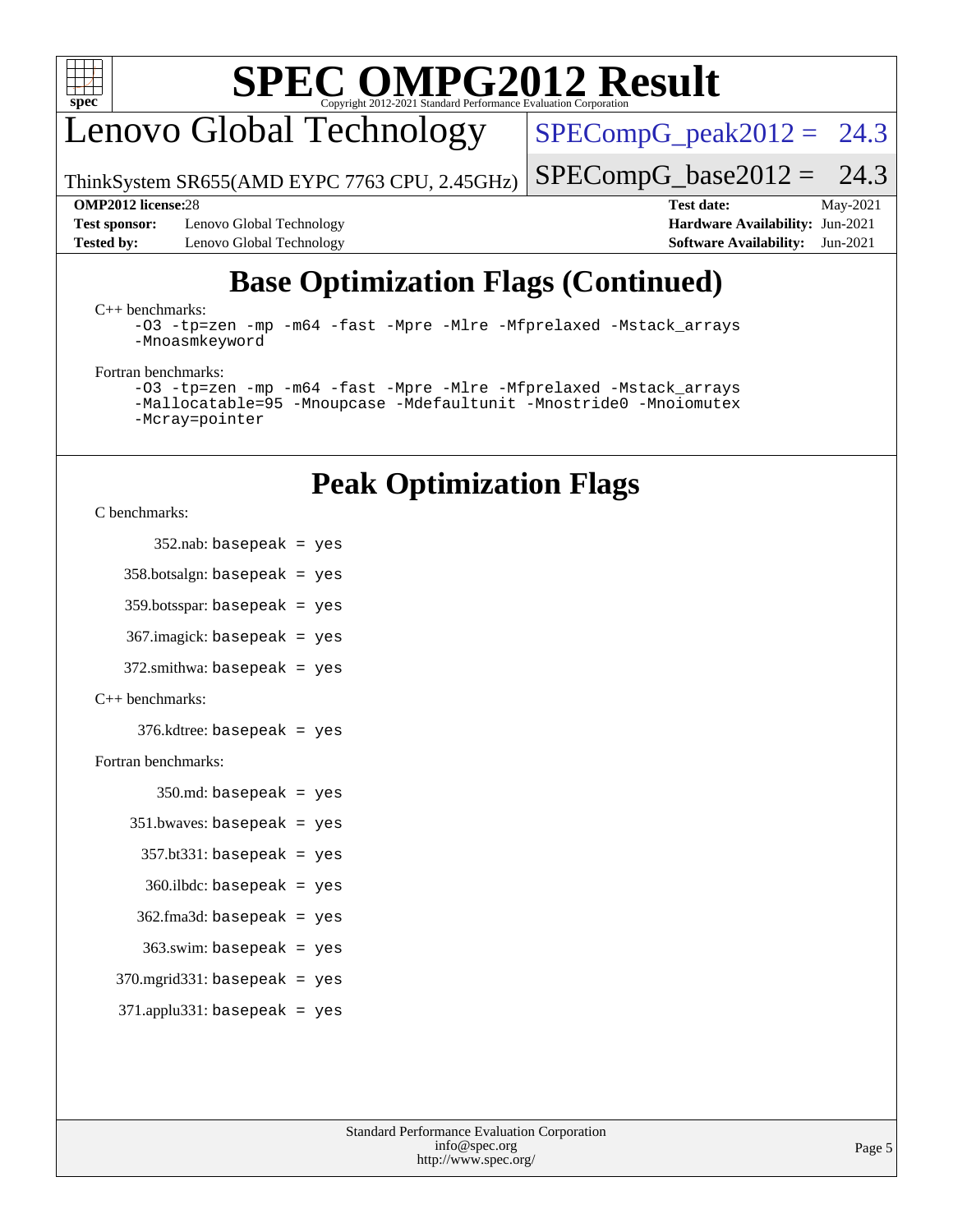# SPEC OMPG2012 Result

Copyright 2012-2021 Standard Performance Evaluation Corporation

## Lenovo Global Technology

ThinkSystem SR655(AMD EYPC 7763 CPU, 2.45GHz)

SPECompG_peak2012 = 24.3

SPECompG_base2012 = 24.3

**OMP2012 license:** 28
**Test sponsor:** Lenovo Global Technology
**Tested by:** Lenovo Global Technology

**Test date:** May-2021
**Hardware Availability:** Jun-2021
**Software Availability:** Jun-2021

## Base Optimization Flags (Continued)

C++ benchmarks:

```
-O3 -tp=zen -mp -m64 -fast -Mpre -Mlre -Mfprelaxed -Mstack_arrays
-Mnoasmkeyword
```

Fortran benchmarks:

```
-O3 -tp=zen -mp -m64 -fast -Mpre -Mlre -Mfprelaxed -Mstack_arrays
-Mallocatable=95 -Mnoupcase -Mdefaultunit -Mnostride0 -Mnoiomutex
-Mcray=pointer
```

## Peak Optimization Flags

C benchmarks:

352.nab: basepeak = yes

358.botsalgn: basepeak = yes

359.botsspar: basepeak = yes

367.imagick: basepeak = yes

372.smithwa: basepeak = yes

C++ benchmarks:

376.kdtree: basepeak = yes

Fortran benchmarks:

350.md: basepeak = yes

351.bwaves: basepeak = yes

357.bt331: basepeak = yes

360.ilbdc: basepeak = yes

362.fma3d: basepeak = yes

363.swim: basepeak = yes

370.mgrid331: basepeak = yes

371.applu331: basepeak = yes

Standard Performance Evaluation Corporation
info@spec.org
http://www.spec.org/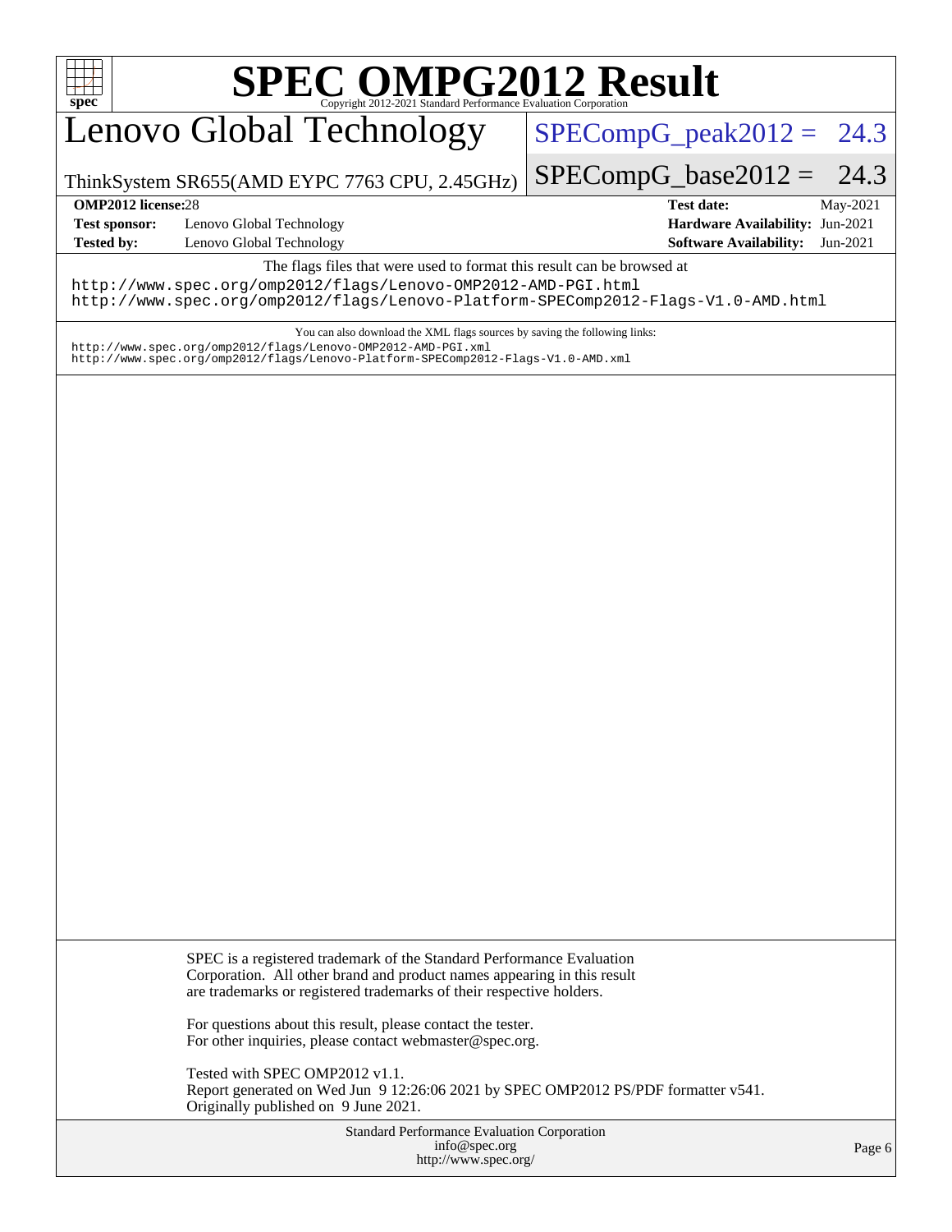# SPEC OMPG2012 Result

Copyright 2012-2021 Standard Performance Evaluation Corporation

## Lenovo Global Technology

ThinkSystem SR655(AMD EYPC 7763 CPU, 2.45GHz)

SPECompG_peak2012 = 24.3

SPECompG_base2012 = 24.3

| | | | |
|---|---|---|---|
| **OMP2012 license:** 28 | | **Test date:** | May-2021 |
| **Test sponsor:** | Lenovo Global Technology | **Hardware Availability:** | Jun-2021 |
| **Tested by:** | Lenovo Global Technology | **Software Availability:** | Jun-2021 |

The flags files that were used to format this result can be browsed at

http://www.spec.org/omp2012/flags/Lenovo-OMP2012-AMD-PGI.html
http://www.spec.org/omp2012/flags/Lenovo-Platform-SPEComp2012-Flags-V1.0-AMD.html

You can also download the XML flags sources by saving the following links:

http://www.spec.org/omp2012/flags/Lenovo-OMP2012-AMD-PGI.xml
http://www.spec.org/omp2012/flags/Lenovo-Platform-SPEComp2012-Flags-V1.0-AMD.xml

SPEC is a registered trademark of the Standard Performance Evaluation Corporation. All other brand and product names appearing in this result are trademarks or registered trademarks of their respective holders.

For questions about this result, please contact the tester.
For other inquiries, please contact webmaster@spec.org.

Tested with SPEC OMP2012 v1.1.
Report generated on Wed Jun 9 12:26:06 2021 by SPEC OMP2012 PS/PDF formatter v541.
Originally published on 9 June 2021.

Standard Performance Evaluation Corporation
info@spec.org
http://www.spec.org/